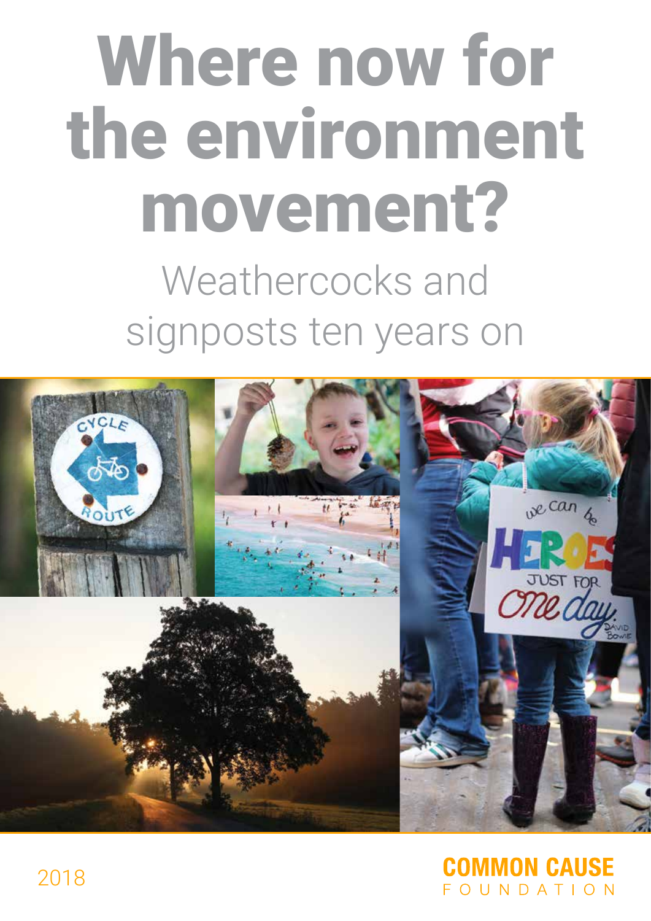# Where now for the environment movement?

## Weathercocks and signposts ten years on

2018

COMMON CAUSE FOUNDATION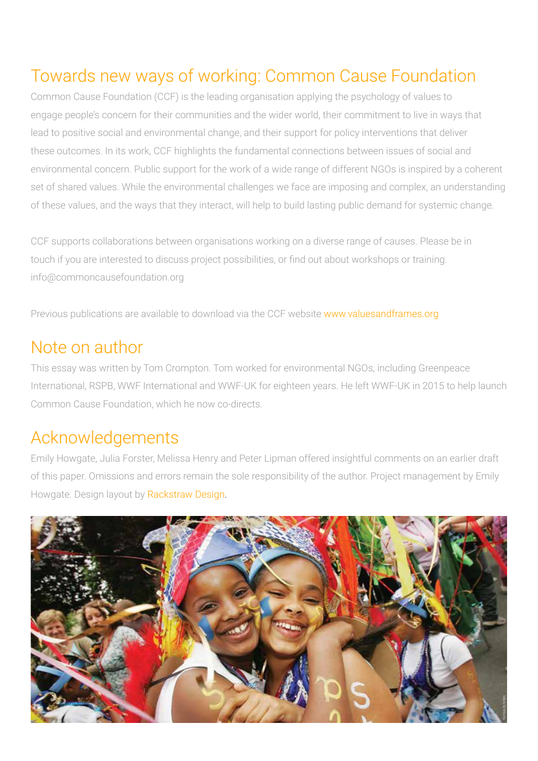## Towards new ways of working: Common Cause Foundation

Common Cause Foundation (CCF) is the leading organisation applying the psychology of values to engage people's concern for their communities and the wider world, their commitment to live in ways that lead to positive social and environmental change, and their support for policy interventions that deliver these outcomes. In its work, CCF highlights the fundamental connections between issues of social and environmental concern. Public support for the work of a wide range of different NGOs is inspired by a coherent set of shared values. While the environmental challenges we face are imposing and complex, an understanding of these values, and the ways that they interact, will help to build lasting public demand for systemic change.

CCF supports collaborations between organisations working on a diverse range of causes. Please be in touch if you are interested to discuss project possibilities, or find out about workshops or training. info@commoncausefoundation.org

Previous publications are available to download via the CCF website www.valuesandframes.org

## Note on author

This essay was written by Tom Crompton. Tom worked for environmental NGOs, including Greenpeace International, RSPB, WWF International and WWF-UK for eighteen years. He left WWF-UK in 2015 to help launch Common Cause Foundation, which he now co-directs.

## Acknowledgements

Emily Howgate, Julia Forster, Melissa Henry and Peter Lipman offered insightful comments on an earlier draft of this paper. Omissions and errors remain the sole responsibility of the author. Project management by Emily Howgate. Design layout by Rackstraw Design.

Mark Simmons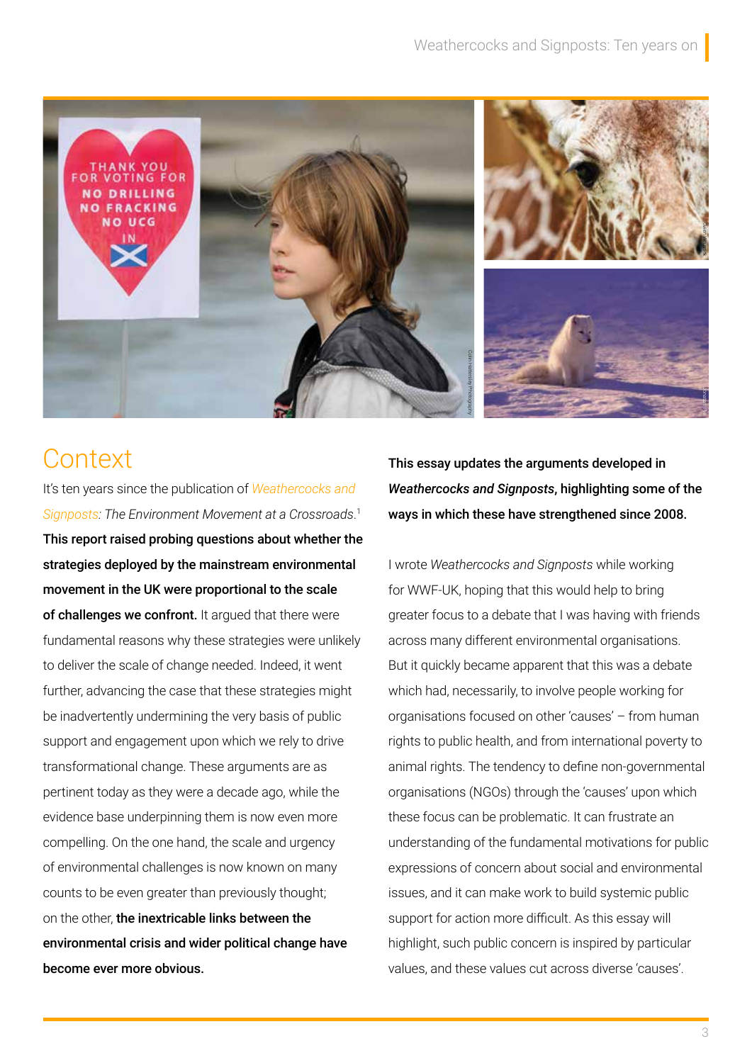## Context

It's ten years since the publication of *Weathercocks and Signposts: The Environment Movement at a Crossroads*.[1] **This report raised probing questions about whether the strategies deployed by the mainstream environmental movement in the UK were proportional to the scale of challenges we confront.** It argued that there were fundamental reasons why these strategies were unlikely to deliver the scale of change needed. Indeed, it went further, advancing the case that these strategies might be inadvertently undermining the very basis of public support and engagement upon which we rely to drive transformational change. These arguments are as pertinent today as they were a decade ago, while the evidence base underpinning them is now even more compelling. On the one hand, the scale and urgency of environmental challenges is now known on many counts to be even greater than previously thought; on the other, **the inextricable links between the environmental crisis and wider political change have become ever more obvious.**

**This essay updates the arguments developed in *Weathercocks and Signposts*, highlighting some of the ways in which these have strengthened since 2008.**

I wrote *Weathercocks and Signposts* while working for WWF-UK, hoping that this would help to bring greater focus to a debate that I was having with friends across many different environmental organisations. But it quickly became apparent that this was a debate which had, necessarily, to involve people working for organisations focused on other 'causes' – from human rights to public health, and from international poverty to animal rights. The tendency to define non-governmental organisations (NGOs) through the 'causes' upon which these focus can be problematic. It can frustrate an understanding of the fundamental motivations for public expressions of concern about social and environmental issues, and it can make work to build systemic public support for action more difficult. As this essay will highlight, such public concern is inspired by particular values, and these values cut across diverse 'causes'.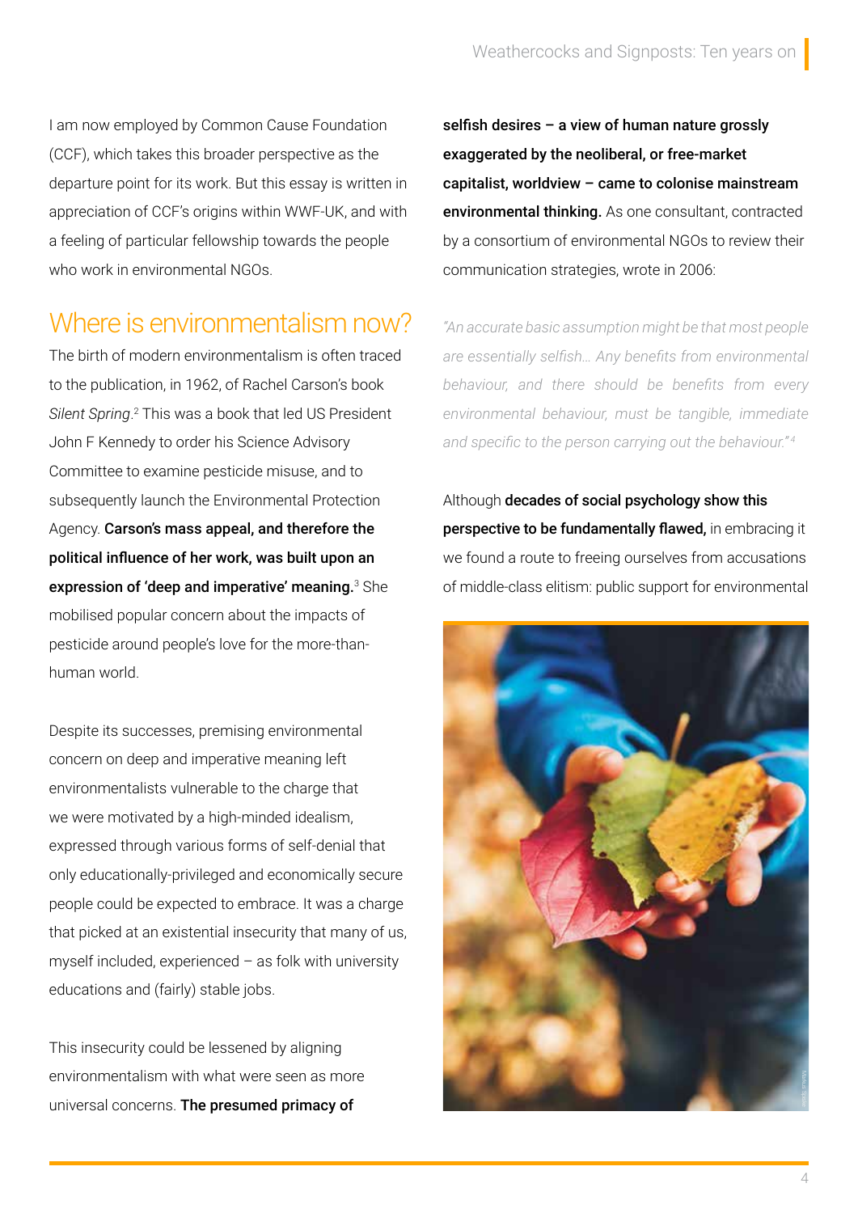I am now employed by Common Cause Foundation (CCF), which takes this broader perspective as the departure point for its work. But this essay is written in appreciation of CCF's origins within WWF-UK, and with a feeling of particular fellowship towards the people who work in environmental NGOs.

## Where is environmentalism now?

The birth of modern environmentalism is often traced to the publication, in 1962, of Rachel Carson's book *Silent Spring*.[2] This was a book that led US President John F Kennedy to order his Science Advisory Committee to examine pesticide misuse, and to subsequently launch the Environmental Protection Agency. **Carson's mass appeal, and therefore the political influence of her work, was built upon an expression of 'deep and imperative' meaning.**[3] She mobilised popular concern about the impacts of pesticide around people's love for the more-than-human world.

Despite its successes, premising environmental concern on deep and imperative meaning left environmentalists vulnerable to the charge that we were motivated by a high-minded idealism, expressed through various forms of self-denial that only educationally-privileged and economically secure people could be expected to embrace. It was a charge that picked at an existential insecurity that many of us, myself included, experienced – as folk with university educations and (fairly) stable jobs.

This insecurity could be lessened by aligning environmentalism with what were seen as more universal concerns. **The presumed primacy of selfish desires – a view of human nature grossly exaggerated by the neoliberal, or free-market capitalist, worldview – came to colonise mainstream environmental thinking.** As one consultant, contracted by a consortium of environmental NGOs to review their communication strategies, wrote in 2006:

> *"An accurate basic assumption might be that most people are essentially selfish… Any benefits from environmental behaviour, and there should be benefits from every environmental behaviour, must be tangible, immediate and specific to the person carrying out the behaviour."*[4]

Although **decades of social psychology show this perspective to be fundamentally flawed,** in embracing it we found a route to freeing ourselves from accusations of middle-class elitism: public support for environmental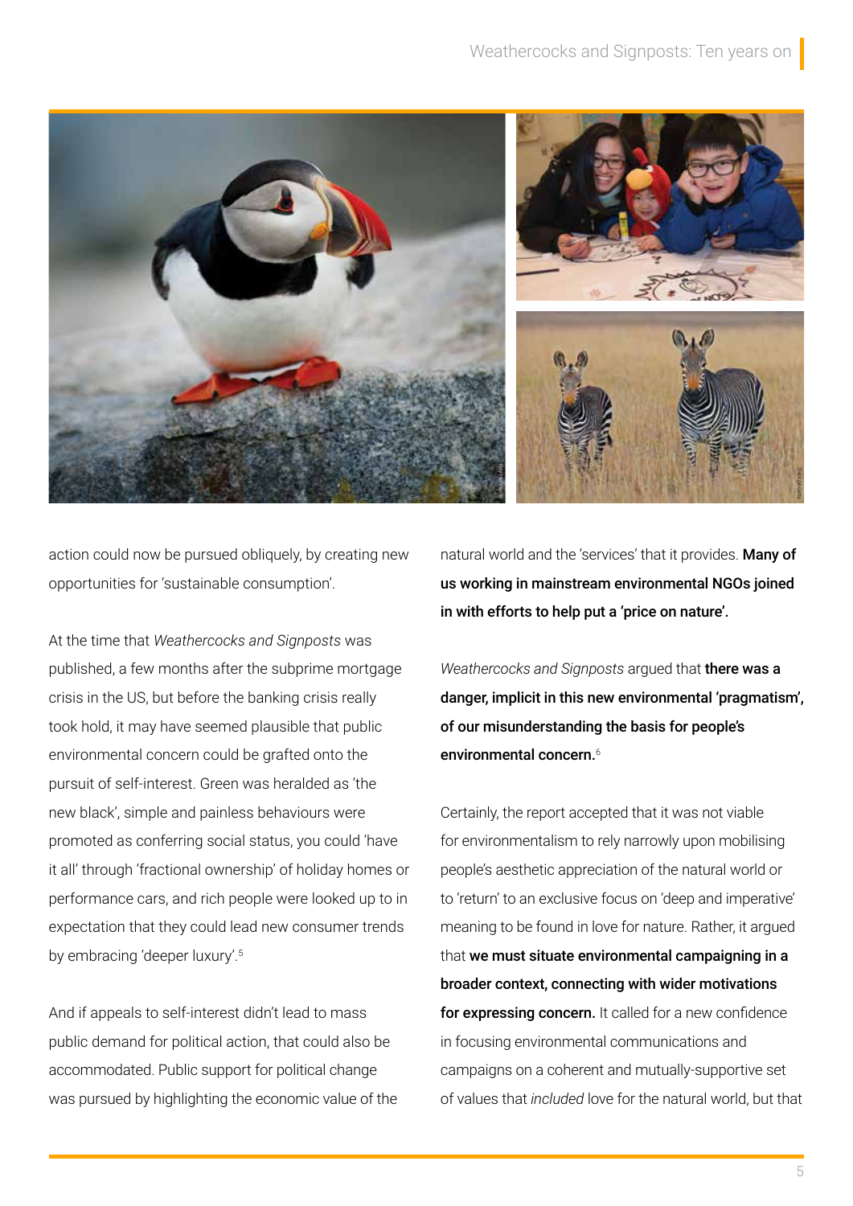action could now be pursued obliquely, by creating new opportunities for 'sustainable consumption'.

At the time that *Weathercocks and Signposts* was published, a few months after the subprime mortgage crisis in the US, but before the banking crisis really took hold, it may have seemed plausible that public environmental concern could be grafted onto the pursuit of self-interest. Green was heralded as 'the new black', simple and painless behaviours were promoted as conferring social status, you could 'have it all' through 'fractional ownership' of holiday homes or performance cars, and rich people were looked up to in expectation that they could lead new consumer trends by embracing 'deeper luxury'.[5]

And if appeals to self-interest didn't lead to mass public demand for political action, that could also be accommodated. Public support for political change was pursued by highlighting the economic value of the natural world and the 'services' that it provides. **Many of us working in mainstream environmental NGOs joined in with efforts to help put a 'price on nature'.**

*Weathercocks and Signposts* argued that **there was a danger, implicit in this new environmental 'pragmatism', of our misunderstanding the basis for people's environmental concern.**[6]

Certainly, the report accepted that it was not viable for environmentalism to rely narrowly upon mobilising people's aesthetic appreciation of the natural world or to 'return' to an exclusive focus on 'deep and imperative' meaning to be found in love for nature. Rather, it argued that **we must situate environmental campaigning in a broader context, connecting with wider motivations for expressing concern.** It called for a new confidence in focusing environmental communications and campaigns on a coherent and mutually-supportive set of values that *included* love for the natural world, but that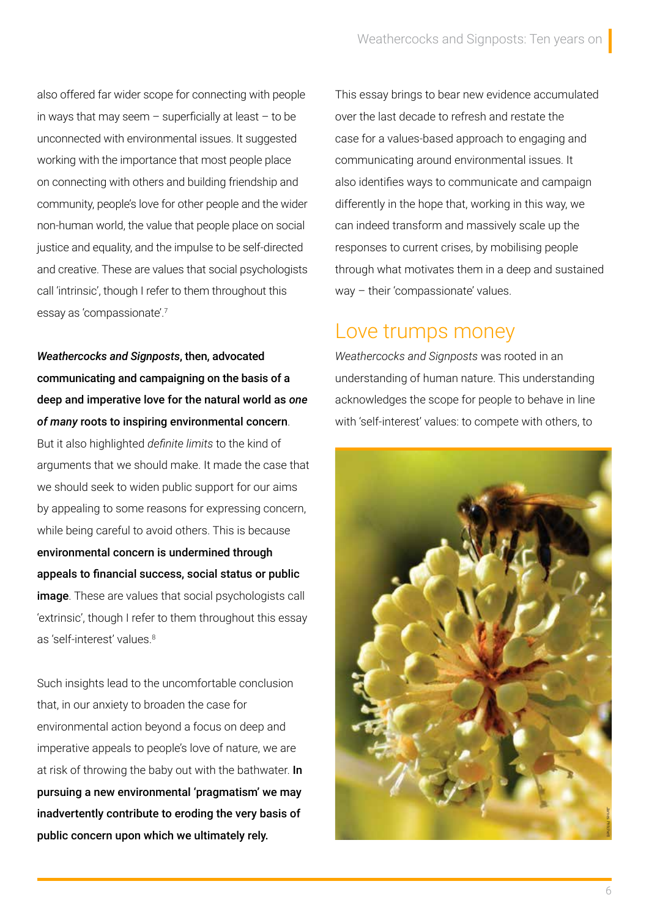also offered far wider scope for connecting with people in ways that may seem – superficially at least – to be unconnected with environmental issues. It suggested working with the importance that most people place on connecting with others and building friendship and community, people's love for other people and the wider non-human world, the value that people place on social justice and equality, and the impulse to be self-directed and creative. These are values that social psychologists call 'intrinsic', though I refer to them throughout this essay as 'compassionate'.[7]

***Weathercocks and Signposts*, then, advocated communicating and campaigning on the basis of a deep and imperative love for the natural world as *one of many* roots to inspiring environmental concern**. But it also highlighted *definite limits* to the kind of arguments that we should make. It made the case that we should seek to widen public support for our aims by appealing to some reasons for expressing concern, while being careful to avoid others. This is because **environmental concern is undermined through appeals to financial success, social status or public image**. These are values that social psychologists call 'extrinsic', though I refer to them throughout this essay as 'self-interest' values.[8]

Such insights lead to the uncomfortable conclusion that, in our anxiety to broaden the case for environmental action beyond a focus on deep and imperative appeals to people's love of nature, we are at risk of throwing the baby out with the bathwater. **In pursuing a new environmental 'pragmatism' we may inadvertently contribute to eroding the very basis of public concern upon which we ultimately rely.**

This essay brings to bear new evidence accumulated over the last decade to refresh and restate the case for a values-based approach to engaging and communicating around environmental issues. It also identifies ways to communicate and campaign differently in the hope that, working in this way, we can indeed transform and massively scale up the responses to current crises, by mobilising people through what motivates them in a deep and sustained way – their 'compassionate' values.

## Love trumps money

*Weathercocks and Signposts* was rooted in an understanding of human nature. This understanding acknowledges the scope for people to behave in line with 'self-interest' values: to compete with others, to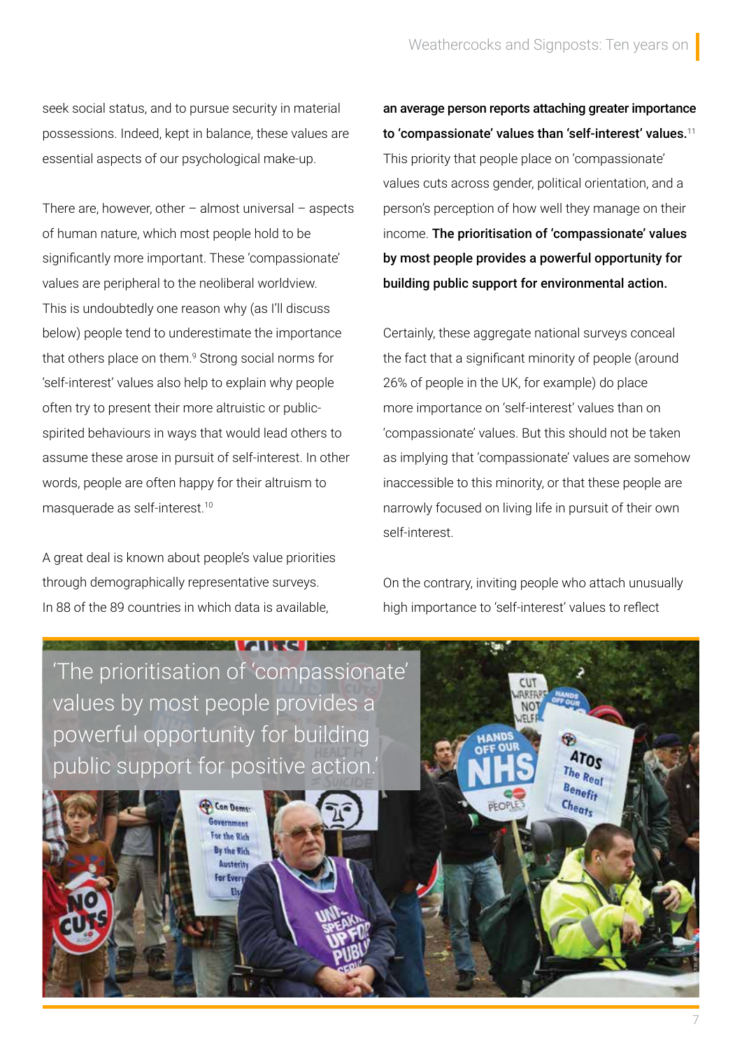seek social status, and to pursue security in material possessions. Indeed, kept in balance, these values are essential aspects of our psychological make-up.

There are, however, other – almost universal – aspects of human nature, which most people hold to be significantly more important. These 'compassionate' values are peripheral to the neoliberal worldview. This is undoubtedly one reason why (as I'll discuss below) people tend to underestimate the importance that others place on them.[9] Strong social norms for 'self-interest' values also help to explain why people often try to present their more altruistic or public-spirited behaviours in ways that would lead others to assume these arose in pursuit of self-interest. In other words, people are often happy for their altruism to masquerade as self-interest.[10]

A great deal is known about people's value priorities through demographically representative surveys. In 88 of the 89 countries in which data is available, **an average person reports attaching greater importance to 'compassionate' values than 'self-interest' values.**[11] This priority that people place on 'compassionate' values cuts across gender, political orientation, and a person's perception of how well they manage on their income. **The prioritisation of 'compassionate' values by most people provides a powerful opportunity for building public support for environmental action.**

Certainly, these aggregate national surveys conceal the fact that a significant minority of people (around 26% of people in the UK, for example) do place more importance on 'self-interest' values than on 'compassionate' values. But this should not be taken as implying that 'compassionate' values are somehow inaccessible to this minority, or that these people are narrowly focused on living life in pursuit of their own self-interest.

On the contrary, inviting people who attach unusually high importance to 'self-interest' values to reflect

'The prioritisation of 'compassionate' values by most people provides a powerful opportunity for building public support for positive action.'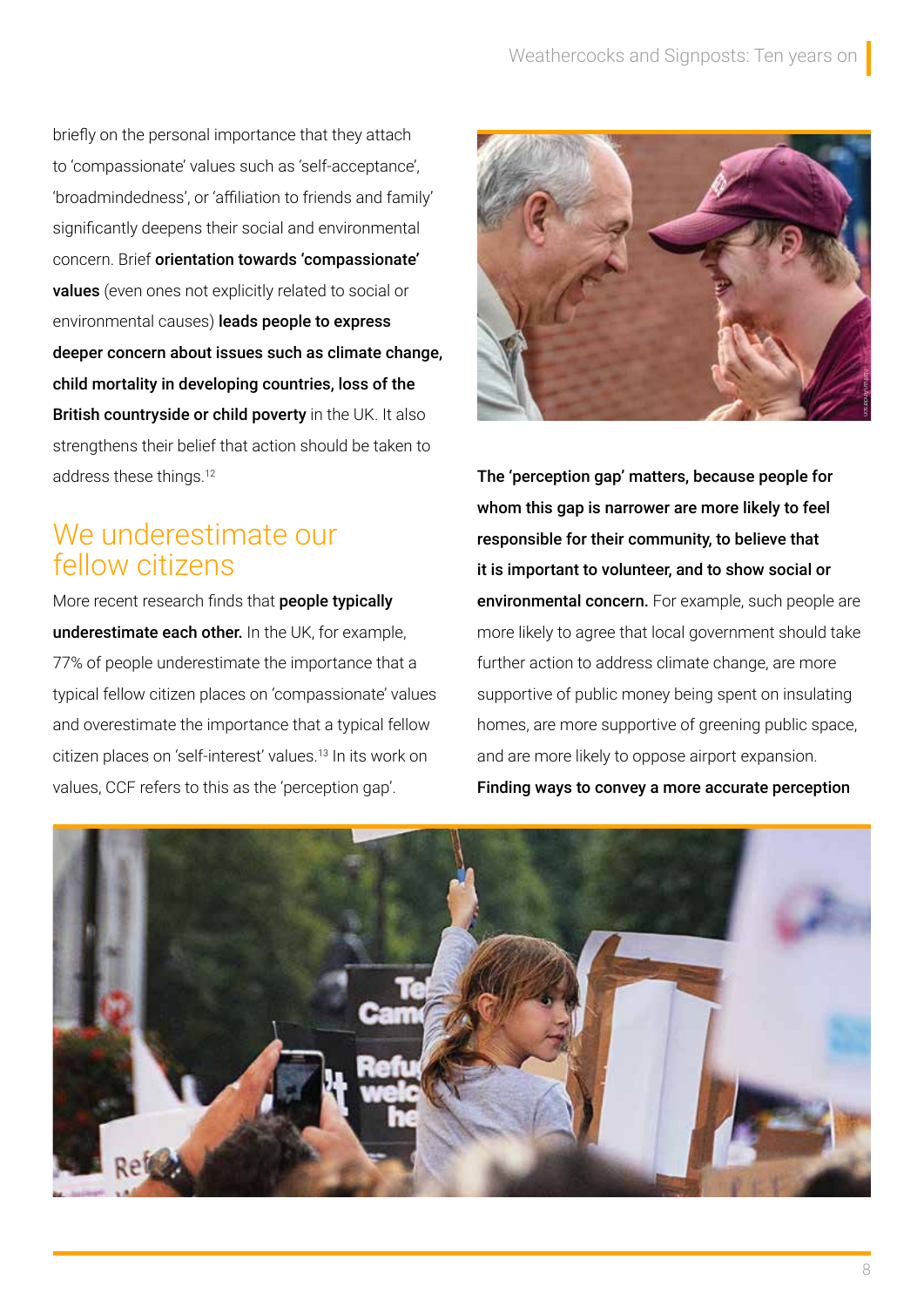briefly on the personal importance that they attach to 'compassionate' values such as 'self-acceptance', 'broadmindedness', or 'affiliation to friends and family' significantly deepens their social and environmental concern. Brief **orientation towards 'compassionate' values** (even ones not explicitly related to social or environmental causes) **leads people to express deeper concern about issues such as climate change, child mortality in developing countries, loss of the British countryside or child poverty** in the UK. It also strengthens their belief that action should be taken to address these things.[12]

## We underestimate our fellow citizens

More recent research finds that **people typically underestimate each other.** In the UK, for example, 77% of people underestimate the importance that a typical fellow citizen places on 'compassionate' values and overestimate the importance that a typical fellow citizen places on 'self-interest' values.[13] In its work on values, CCF refers to this as the 'perception gap'.

**The 'perception gap' matters, because people for whom this gap is narrower are more likely to feel responsible for their community, to believe that it is important to volunteer, and to show social or environmental concern.** For example, such people are more likely to agree that local government should take further action to address climate change, are more supportive of public money being spent on insulating homes, are more supportive of greening public space, and are more likely to oppose airport expansion. **Finding ways to convey a more accurate perception**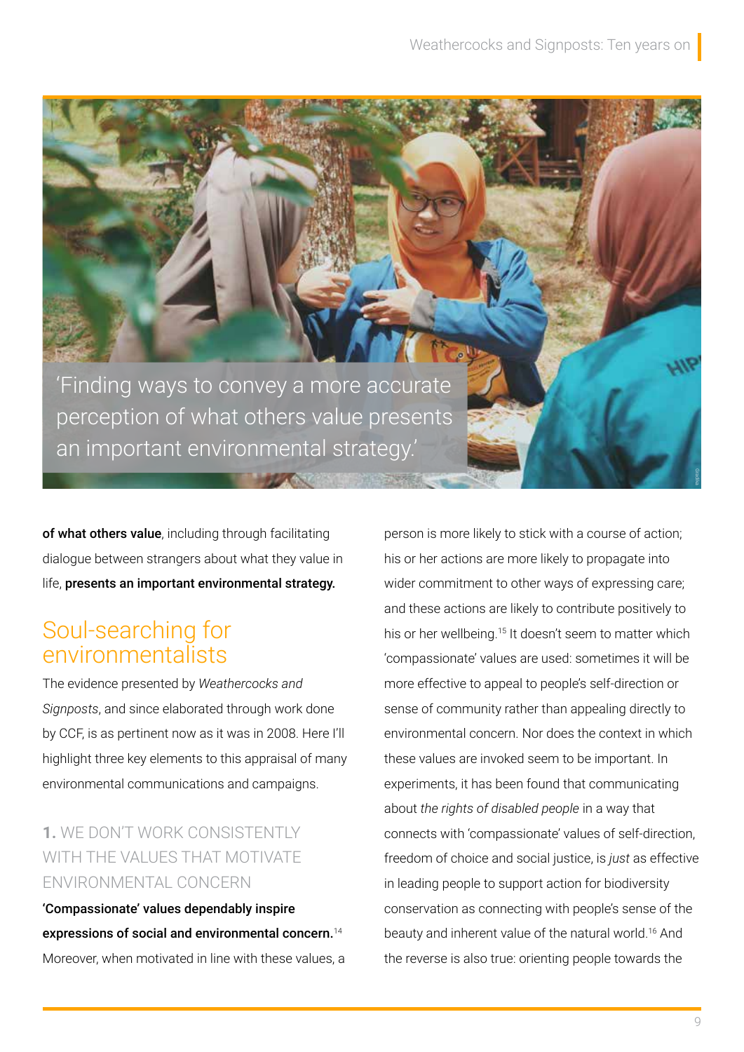'Finding ways to convey a more accurate perception of what others value presents an important environmental strategy.'

**of what others value**, including through facilitating dialogue between strangers about what they value in life, **presents an important environmental strategy.**

## Soul-searching for environmentalists

The evidence presented by *Weathercocks and Signposts*, and since elaborated through work done by CCF, is as pertinent now as it was in 2008. Here I'll highlight three key elements to this appraisal of many environmental communications and campaigns.

### 1. WE DON'T WORK CONSISTENTLY WITH THE VALUES THAT MOTIVATE ENVIRONMENTAL CONCERN

**'Compassionate' values dependably inspire expressions of social and environmental concern.**[14] Moreover, when motivated in line with these values, a person is more likely to stick with a course of action; his or her actions are more likely to propagate into wider commitment to other ways of expressing care; and these actions are likely to contribute positively to his or her wellbeing.[15] It doesn't seem to matter which 'compassionate' values are used: sometimes it will be more effective to appeal to people's self-direction or sense of community rather than appealing directly to environmental concern. Nor does the context in which these values are invoked seem to be important. In experiments, it has been found that communicating about *the rights of disabled people* in a way that connects with 'compassionate' values of self-direction, freedom of choice and social justice, is *just* as effective in leading people to support action for biodiversity conservation as connecting with people's sense of the beauty and inherent value of the natural world.[16] And the reverse is also true: orienting people towards the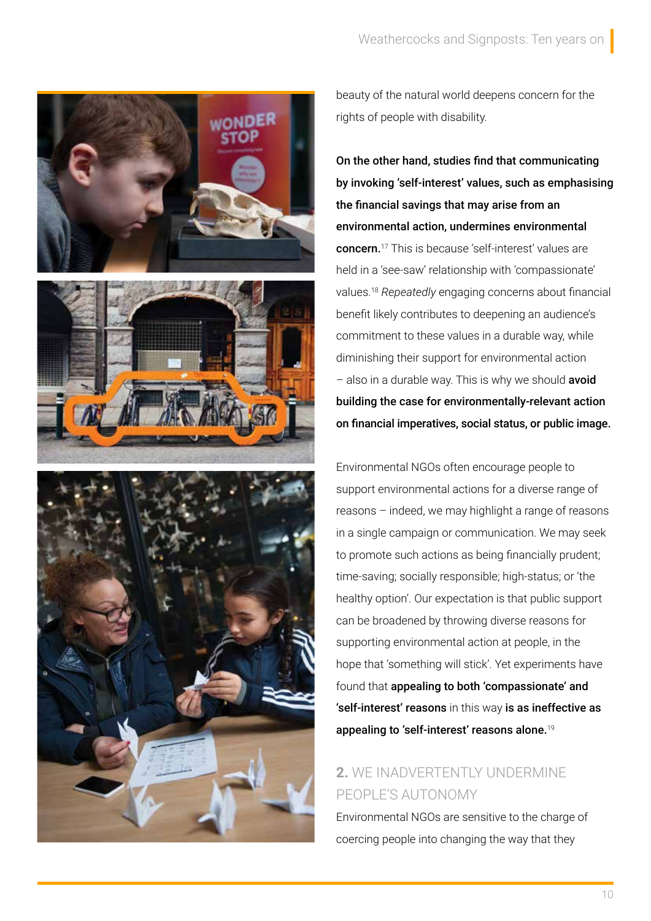beauty of the natural world deepens concern for the rights of people with disability.

**On the other hand, studies find that communicating by invoking 'self-interest' values, such as emphasising the financial savings that may arise from an environmental action, undermines environmental concern.**[17] This is because 'self-interest' values are held in a 'see-saw' relationship with 'compassionate' values.[18] *Repeatedly* engaging concerns about financial benefit likely contributes to deepening an audience's commitment to these values in a durable way, while diminishing their support for environmental action – also in a durable way. This is why we should **avoid building the case for environmentally-relevant action on financial imperatives, social status, or public image.**

Environmental NGOs often encourage people to support environmental actions for a diverse range of reasons – indeed, we may highlight a range of reasons in a single campaign or communication. We may seek to promote such actions as being financially prudent; time-saving; socially responsible; high-status; or 'the healthy option'. Our expectation is that public support can be broadened by throwing diverse reasons for supporting environmental action at people, in the hope that 'something will stick'. Yet experiments have found that **appealing to both 'compassionate' and 'self-interest' reasons** in this way **is as ineffective as appealing to 'self-interest' reasons alone.**[19]

## 2. WE INADVERTENTLY UNDERMINE PEOPLE'S AUTONOMY

Environmental NGOs are sensitive to the charge of coercing people into changing the way that they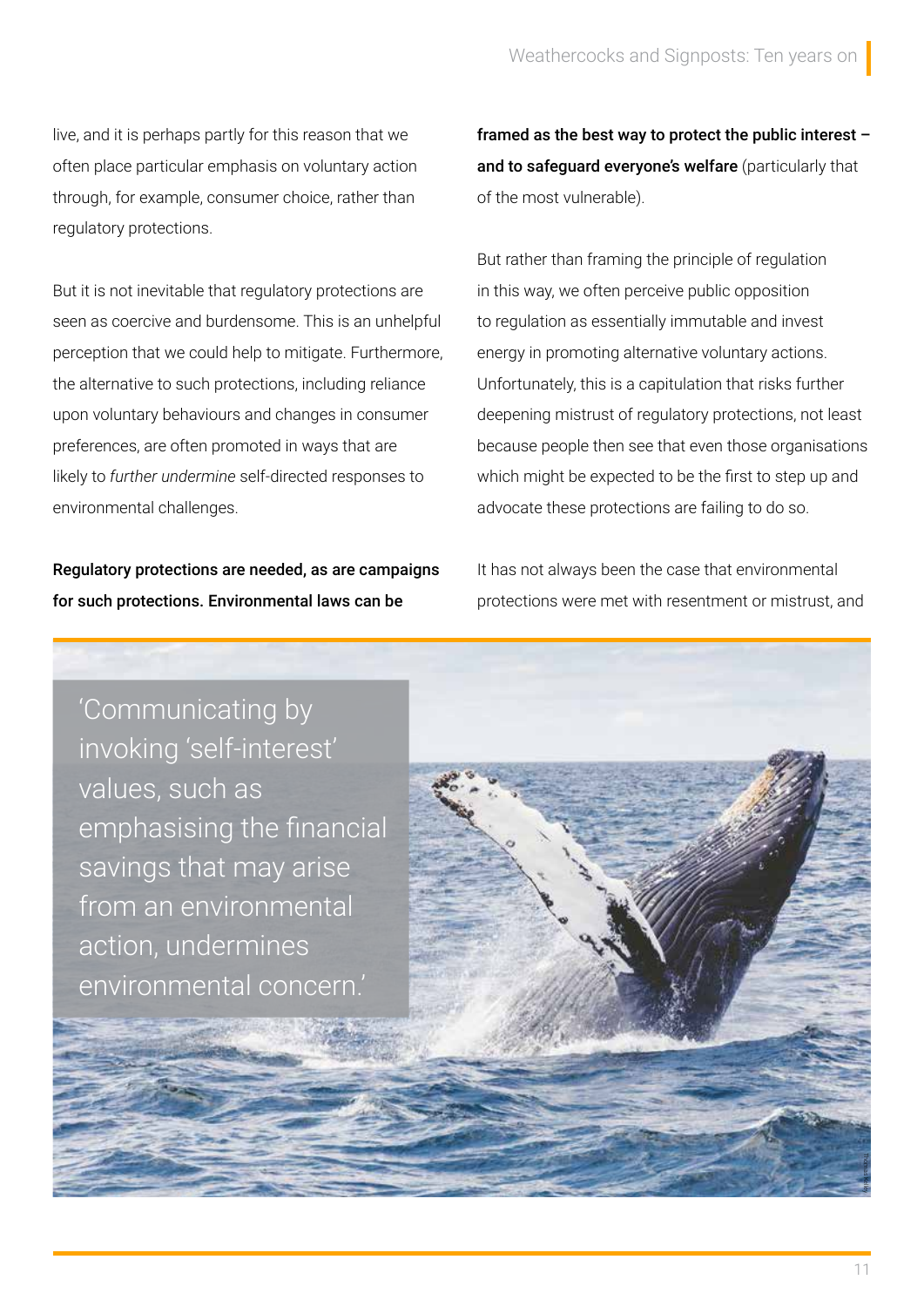live, and it is perhaps partly for this reason that we often place particular emphasis on voluntary action through, for example, consumer choice, rather than regulatory protections.

But it is not inevitable that regulatory protections are seen as coercive and burdensome. This is an unhelpful perception that we could help to mitigate. Furthermore, the alternative to such protections, including reliance upon voluntary behaviours and changes in consumer preferences, are often promoted in ways that are likely to *further undermine* self-directed responses to environmental challenges.

**Regulatory protections are needed, as are campaigns for such protections. Environmental laws can be framed as the best way to protect the public interest – and to safeguard everyone's welfare** (particularly that of the most vulnerable).

But rather than framing the principle of regulation in this way, we often perceive public opposition to regulation as essentially immutable and invest energy in promoting alternative voluntary actions. Unfortunately, this is a capitulation that risks further deepening mistrust of regulatory protections, not least because people then see that even those organisations which might be expected to be the first to step up and advocate these protections are failing to do so.

It has not always been the case that environmental protections were met with resentment or mistrust, and

'Communicating by invoking 'self-interest' values, such as emphasising the financial savings that may arise from an environmental action, undermines environmental concern.'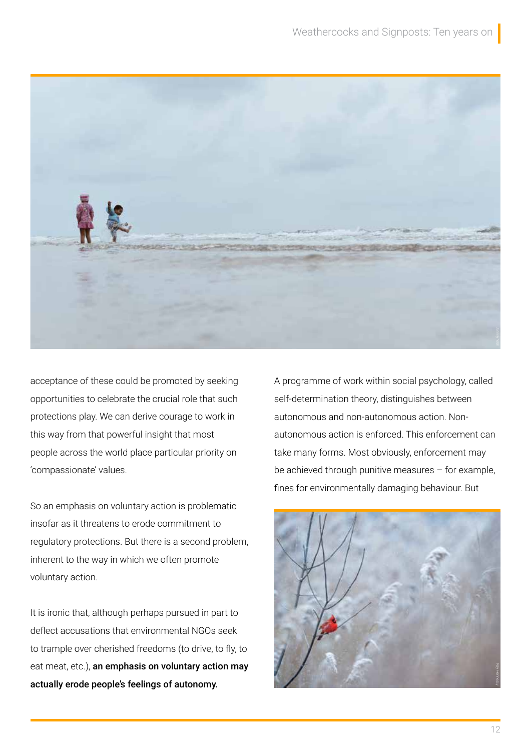acceptance of these could be promoted by seeking opportunities to celebrate the crucial role that such protections play. We can derive courage to work in this way from that powerful insight that most people across the world place particular priority on 'compassionate' values.

So an emphasis on voluntary action is problematic insofar as it threatens to erode commitment to regulatory protections. But there is a second problem, inherent to the way in which we often promote voluntary action.

It is ironic that, although perhaps pursued in part to deflect accusations that environmental NGOs seek to trample over cherished freedoms (to drive, to fly, to eat meat, etc.), **an emphasis on voluntary action may actually erode people's feelings of autonomy.**

A programme of work within social psychology, called self-determination theory, distinguishes between autonomous and non-autonomous action. Non-autonomous action is enforced. This enforcement can take many forms. Most obviously, enforcement may be achieved through punitive measures – for example, fines for environmentally damaging behaviour. But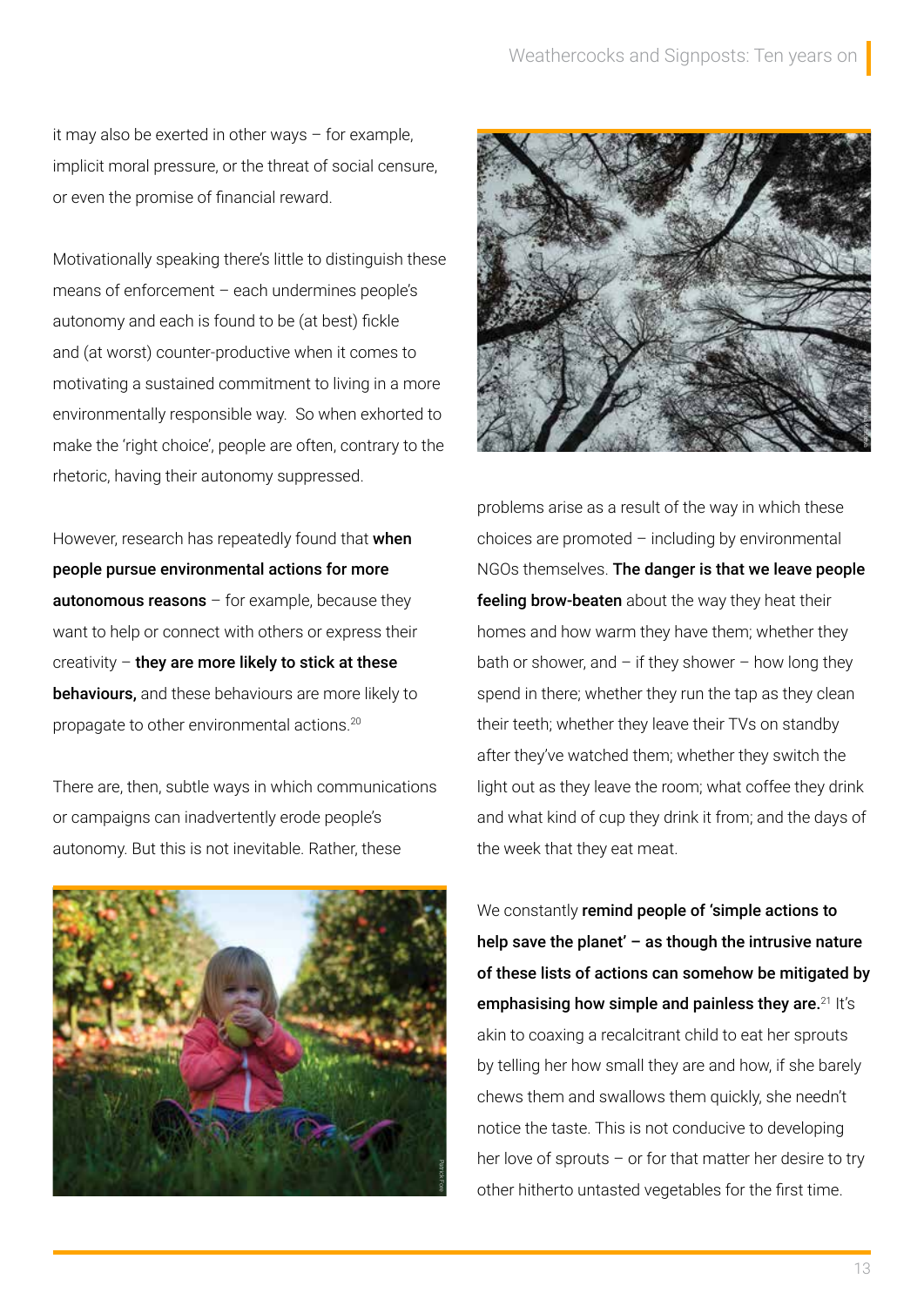it may also be exerted in other ways – for example, implicit moral pressure, or the threat of social censure, or even the promise of financial reward.

Motivationally speaking there's little to distinguish these means of enforcement – each undermines people's autonomy and each is found to be (at best) fickle and (at worst) counter-productive when it comes to motivating a sustained commitment to living in a more environmentally responsible way. So when exhorted to make the 'right choice', people are often, contrary to the rhetoric, having their autonomy suppressed.

However, research has repeatedly found that **when people pursue environmental actions for more autonomous reasons** – for example, because they want to help or connect with others or express their creativity – **they are more likely to stick at these behaviours,** and these behaviours are more likely to propagate to other environmental actions.[20]

There are, then, subtle ways in which communications or campaigns can inadvertently erode people's autonomy. But this is not inevitable. Rather, these problems arise as a result of the way in which these choices are promoted – including by environmental NGOs themselves. **The danger is that we leave people feeling brow-beaten** about the way they heat their homes and how warm they have them; whether they bath or shower, and – if they shower – how long they spend in there; whether they run the tap as they clean their teeth; whether they leave their TVs on standby after they've watched them; whether they switch the light out as they leave the room; what coffee they drink and what kind of cup they drink it from; and the days of the week that they eat meat.

We constantly **remind people of 'simple actions to help save the planet' – as though the intrusive nature of these lists of actions can somehow be mitigated by emphasising how simple and painless they are.**[21] It's akin to coaxing a recalcitrant child to eat her sprouts by telling her how small they are and how, if she barely chews them and swallows them quickly, she needn't notice the taste. This is not conducive to developing her love of sprouts – or for that matter her desire to try other hitherto untasted vegetables for the first time.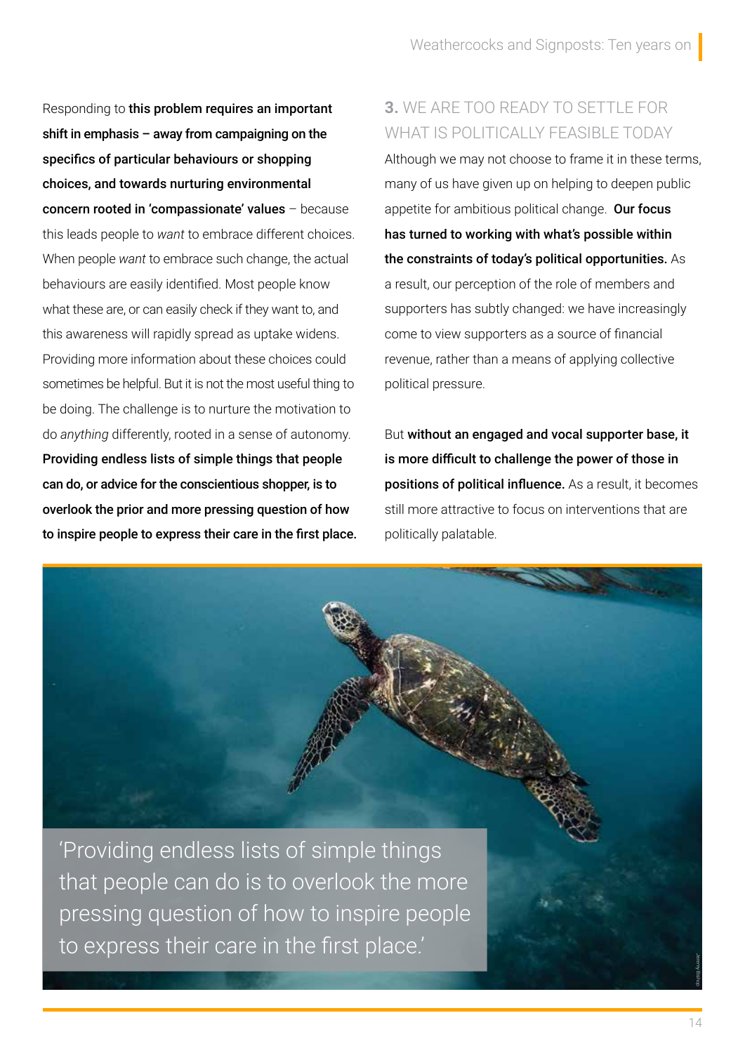Responding to **this problem requires an important shift in emphasis – away from campaigning on the specifics of particular behaviours or shopping choices, and towards nurturing environmental concern rooted in 'compassionate' values** – because this leads people to *want* to embrace different choices. When people *want* to embrace such change, the actual behaviours are easily identified. Most people know what these are, or can easily check if they want to, and this awareness will rapidly spread as uptake widens. Providing more information about these choices could sometimes be helpful. But it is not the most useful thing to be doing. The challenge is to nurture the motivation to do *anything* differently, rooted in a sense of autonomy. **Providing endless lists of simple things that people can do, or advice for the conscientious shopper, is to overlook the prior and more pressing question of how to inspire people to express their care in the first place.**

### 3. WE ARE TOO READY TO SETTLE FOR WHAT IS POLITICALLY FEASIBLE TODAY

Although we may not choose to frame it in these terms, many of us have given up on helping to deepen public appetite for ambitious political change. **Our focus has turned to working with what's possible within the constraints of today's political opportunities.** As a result, our perception of the role of members and supporters has subtly changed: we have increasingly come to view supporters as a source of financial revenue, rather than a means of applying collective political pressure.

But **without an engaged and vocal supporter base, it is more difficult to challenge the power of those in positions of political influence.** As a result, it becomes still more attractive to focus on interventions that are politically palatable.

'Providing endless lists of simple things that people can do is to overlook the more pressing question of how to inspire people to express their care in the first place.'

Jeremy Bishop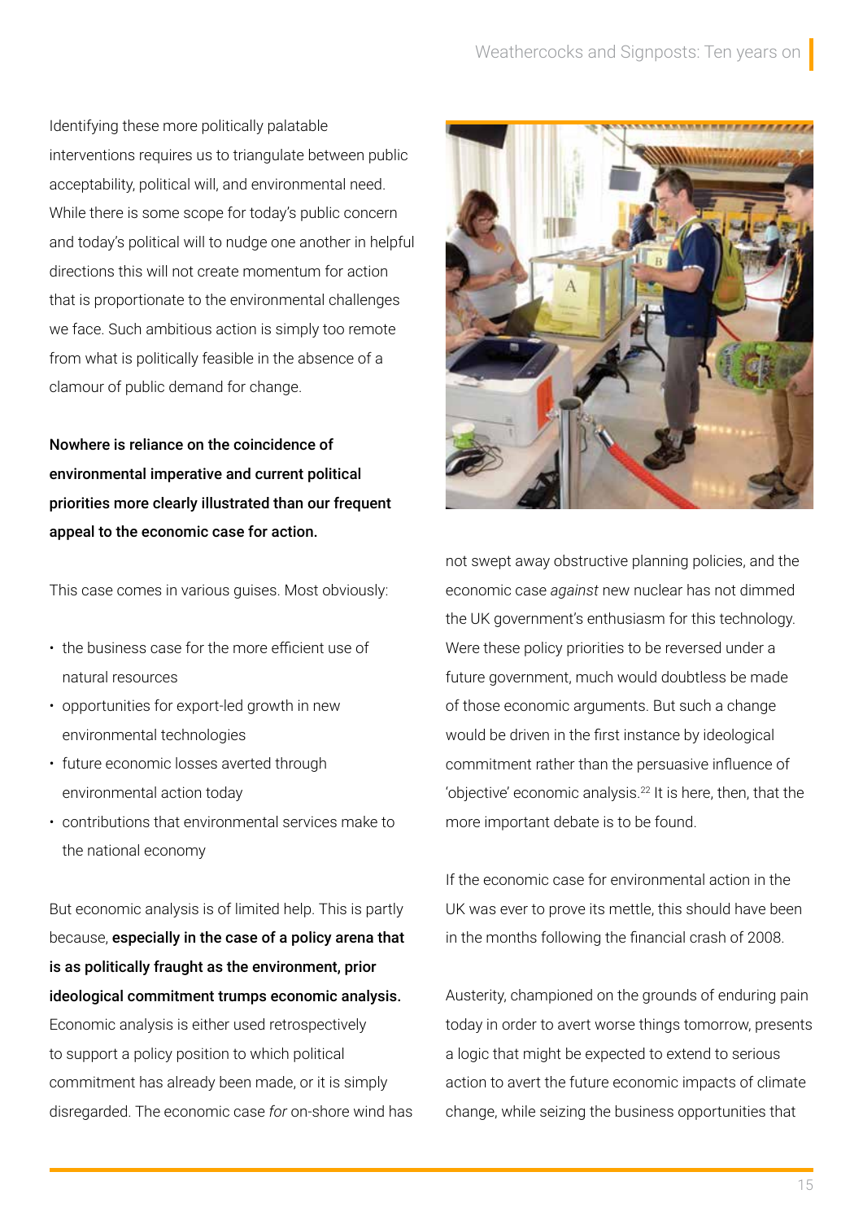Identifying these more politically palatable interventions requires us to triangulate between public acceptability, political will, and environmental need. While there is some scope for today's public concern and today's political will to nudge one another in helpful directions this will not create momentum for action that is proportionate to the environmental challenges we face. Such ambitious action is simply too remote from what is politically feasible in the absence of a clamour of public demand for change.

**Nowhere is reliance on the coincidence of environmental imperative and current political priorities more clearly illustrated than our frequent appeal to the economic case for action.**

This case comes in various guises. Most obviously:

- the business case for the more efficient use of natural resources
- opportunities for export-led growth in new environmental technologies
- future economic losses averted through environmental action today
- contributions that environmental services make to the national economy

But economic analysis is of limited help. This is partly because, **especially in the case of a policy arena that is as politically fraught as the environment, prior ideological commitment trumps economic analysis.** Economic analysis is either used retrospectively to support a policy position to which political commitment has already been made, or it is simply disregarded. The economic case *for* on-shore wind has not swept away obstructive planning policies, and the economic case *against* new nuclear has not dimmed the UK government's enthusiasm for this technology. Were these policy priorities to be reversed under a future government, much would doubtless be made of those economic arguments. But such a change would be driven in the first instance by ideological commitment rather than the persuasive influence of 'objective' economic analysis.[22] It is here, then, that the more important debate is to be found.

If the economic case for environmental action in the UK was ever to prove its mettle, this should have been in the months following the financial crash of 2008.

Austerity, championed on the grounds of enduring pain today in order to avert worse things tomorrow, presents a logic that might be expected to extend to serious action to avert the future economic impacts of climate change, while seizing the business opportunities that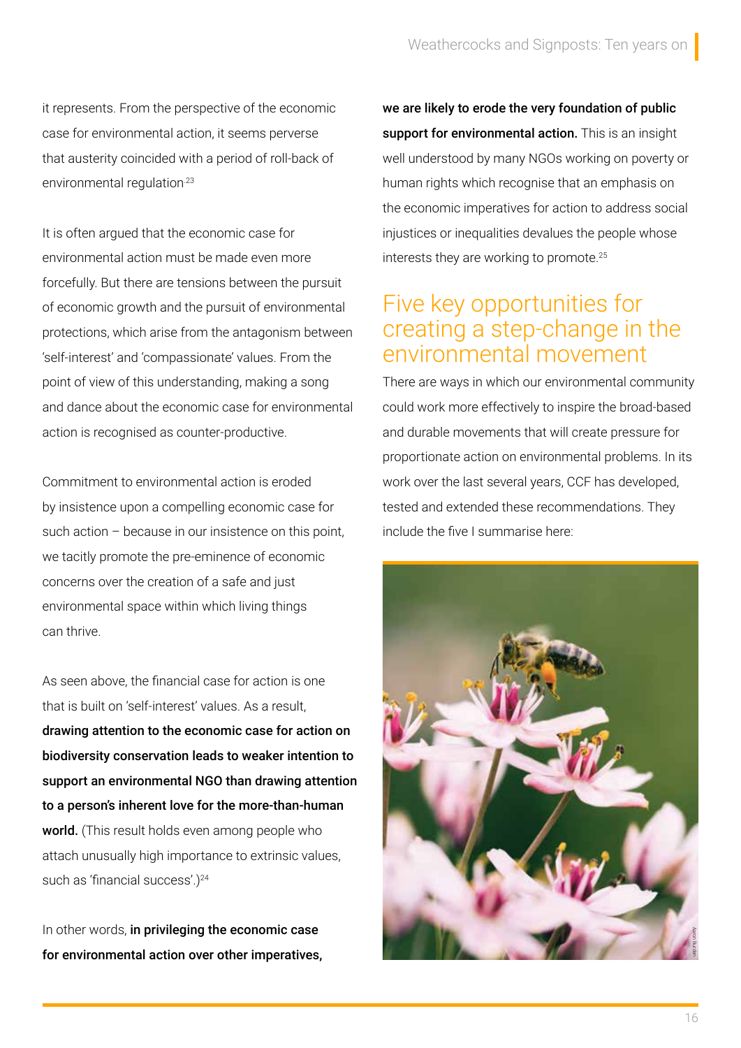it represents. From the perspective of the economic case for environmental action, it seems perverse that austerity coincided with a period of roll-back of environmental regulation[23]

It is often argued that the economic case for environmental action must be made even more forcefully. But there are tensions between the pursuit of economic growth and the pursuit of environmental protections, which arise from the antagonism between 'self-interest' and 'compassionate' values. From the point of view of this understanding, making a song and dance about the economic case for environmental action is recognised as counter-productive.

Commitment to environmental action is eroded by insistence upon a compelling economic case for such action – because in our insistence on this point, we tacitly promote the pre-eminence of economic concerns over the creation of a safe and just environmental space within which living things can thrive.

As seen above, the financial case for action is one that is built on 'self-interest' values. As a result, **drawing attention to the economic case for action on biodiversity conservation leads to weaker intention to support an environmental NGO than drawing attention to a person's inherent love for the more-than-human world.** (This result holds even among people who attach unusually high importance to extrinsic values, such as 'financial success'.)[24]

In other words, **in privileging the economic case for environmental action over other imperatives, we are likely to erode the very foundation of public support for environmental action.** This is an insight well understood by many NGOs working on poverty or human rights which recognise that an emphasis on the economic imperatives for action to address social injustices or inequalities devalues the people whose interests they are working to promote.[25]

## Five key opportunities for creating a step-change in the environmental movement

There are ways in which our environmental community could work more effectively to inspire the broad-based and durable movements that will create pressure for proportionate action on environmental problems. In its work over the last several years, CCF has developed, tested and extended these recommendations. They include the five I summarise here: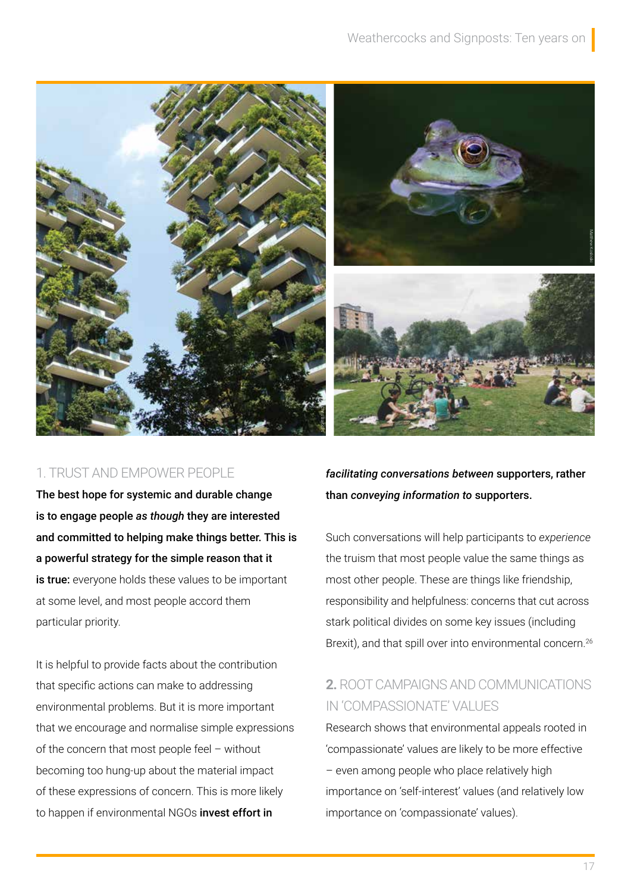## 1. TRUST AND EMPOWER PEOPLE

**The best hope for systemic and durable change is to engage people *as though* they are interested and committed to helping make things better. This is a powerful strategy for the simple reason that it is true:** everyone holds these values to be important at some level, and most people accord them particular priority.

It is helpful to provide facts about the contribution that specific actions can make to addressing environmental problems. But it is more important that we encourage and normalise simple expressions of the concern that most people feel – without becoming too hung-up about the material impact of these expressions of concern. This is more likely to happen if environmental NGOs **invest effort in *facilitating conversations between* supporters, rather than *conveying information to* supporters.**

Such conversations will help participants to *experience* the truism that most people value the same things as most other people. These are things like friendship, responsibility and helpfulness: concerns that cut across stark political divides on some key issues (including Brexit), and that spill over into environmental concern.[26]

## **2.** ROOT CAMPAIGNS AND COMMUNICATIONS IN 'COMPASSIONATE' VALUES

Research shows that environmental appeals rooted in 'compassionate' values are likely to be more effective – even among people who place relatively high importance on 'self-interest' values (and relatively low importance on 'compassionate' values).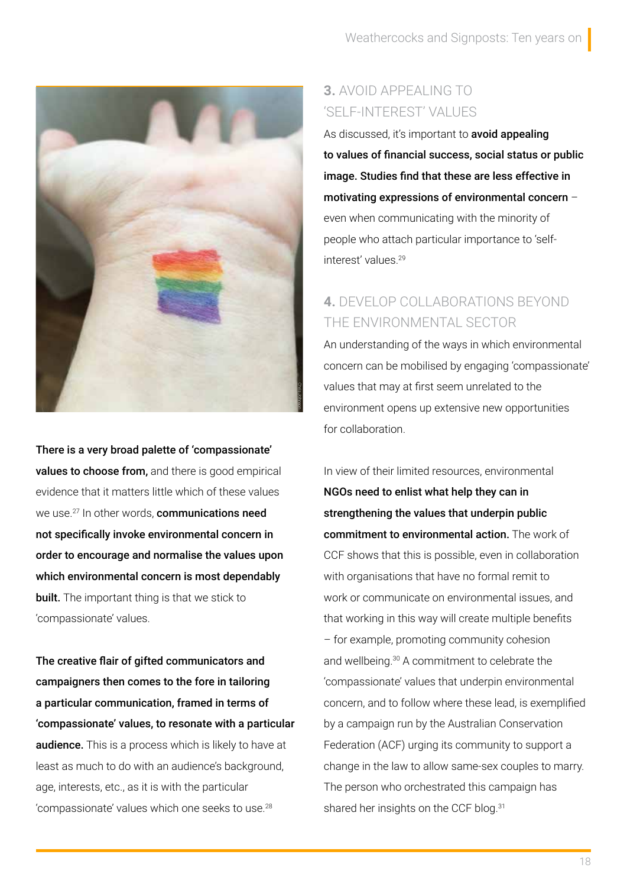**There is a very broad palette of 'compassionate' values to choose from,** and there is good empirical evidence that it matters little which of these values we use.[27] In other words, **communications need not specifically invoke environmental concern in order to encourage and normalise the values upon which environmental concern is most dependably built.** The important thing is that we stick to 'compassionate' values.

**The creative flair of gifted communicators and campaigners then comes to the fore in tailoring a particular communication, framed in terms of 'compassionate' values, to resonate with a particular audience.** This is a process which is likely to have at least as much to do with an audience's background, age, interests, etc., as it is with the particular 'compassionate' values which one seeks to use.[28]

## 3. AVOID APPEALING TO 'SELF-INTEREST' VALUES

As discussed, it's important to **avoid appealing to values of financial success, social status or public image. Studies find that these are less effective in motivating expressions of environmental concern** – even when communicating with the minority of people who attach particular importance to 'self-interest' values.[29]

## 4. DEVELOP COLLABORATIONS BEYOND THE ENVIRONMENTAL SECTOR

An understanding of the ways in which environmental concern can be mobilised by engaging 'compassionate' values that may at first seem unrelated to the environment opens up extensive new opportunities for collaboration.

In view of their limited resources, environmental **NGOs need to enlist what help they can in strengthening the values that underpin public commitment to environmental action.** The work of CCF shows that this is possible, even in collaboration with organisations that have no formal remit to work or communicate on environmental issues, and that working in this way will create multiple benefits – for example, promoting community cohesion and wellbeing.[30] A commitment to celebrate the 'compassionate' values that underpin environmental concern, and to follow where these lead, is exemplified by a campaign run by the Australian Conservation Federation (ACF) urging its community to support a change in the law to allow same-sex couples to marry. The person who orchestrated this campaign has shared her insights on the CCF blog.[31]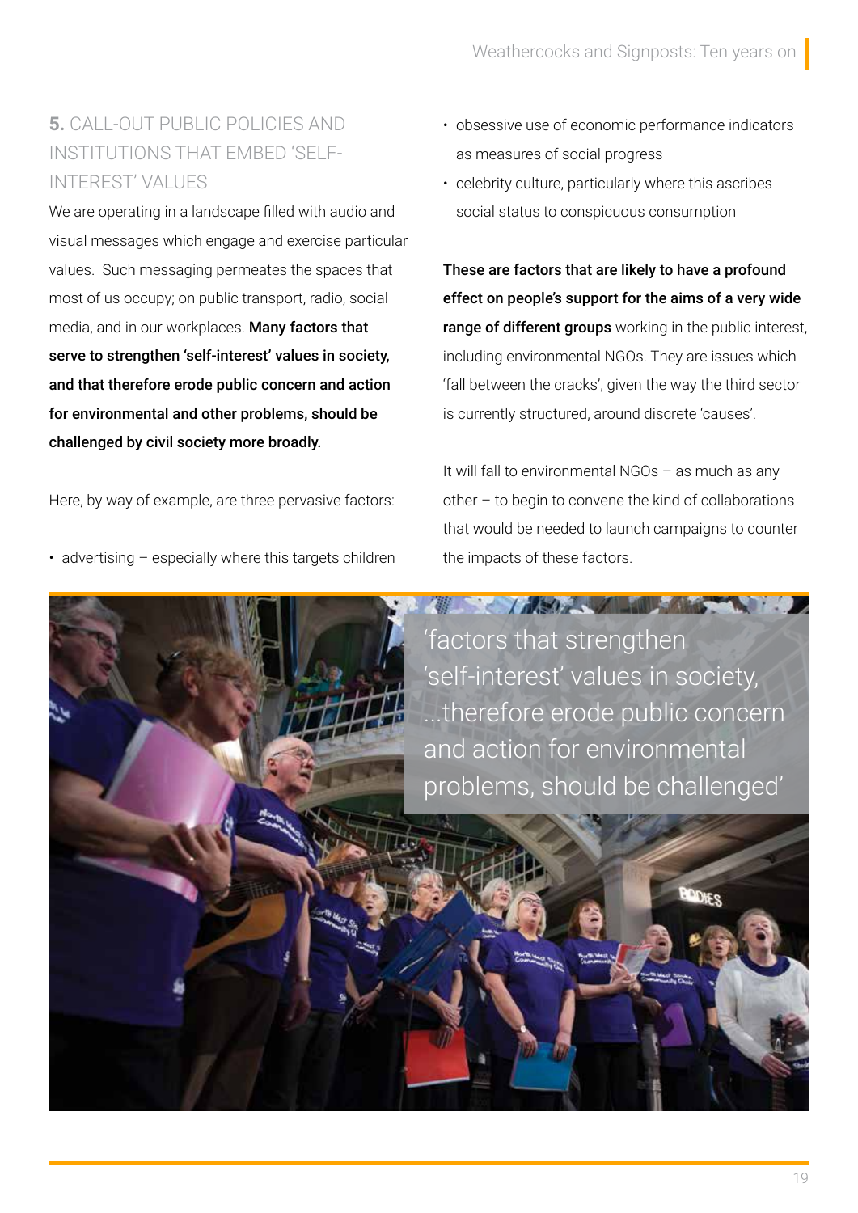### 5. CALL-OUT PUBLIC POLICIES AND INSTITUTIONS THAT EMBED 'SELF-INTEREST' VALUES

We are operating in a landscape filled with audio and visual messages which engage and exercise particular values. Such messaging permeates the spaces that most of us occupy; on public transport, radio, social media, and in our workplaces. **Many factors that serve to strengthen 'self-interest' values in society, and that therefore erode public concern and action for environmental and other problems, should be challenged by civil society more broadly.**

Here, by way of example, are three pervasive factors:

- advertising – especially where this targets children
- obsessive use of economic performance indicators as measures of social progress
- celebrity culture, particularly where this ascribes social status to conspicuous consumption

**These are factors that are likely to have a profound effect on people's support for the aims of a very wide range of different groups** working in the public interest, including environmental NGOs. They are issues which 'fall between the cracks', given the way the third sector is currently structured, around discrete 'causes'.

It will fall to environmental NGOs – as much as any other – to begin to convene the kind of collaborations that would be needed to launch campaigns to counter the impacts of these factors.

'factors that strengthen 'self-interest' values in society, ...therefore erode public concern and action for environmental problems, should be challenged'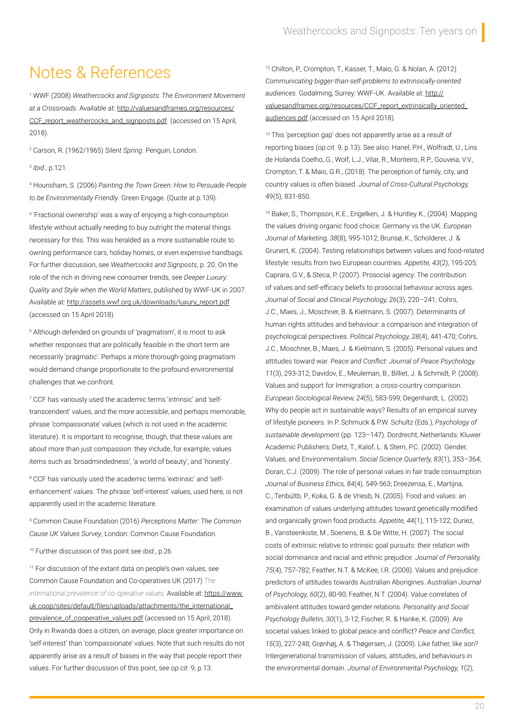# Notes & References

[1] WWF (2008) *Weathercocks and Signposts: The Environment Movement at a Crossroads*. Available at: http://valuesandframes.org/resources/CCF_report_weathercocks_and_signposts.pdf (accessed on 15 April, 2018).

[2] Carson, R. (1962/1965) *Silent Spring*. Penguin, London.

[3] *Ibid*., p.121.

[4] Hounsham, S. (2006) *Painting the Town Green: How to Persuade People to be Environmentally Friendly*. Green Engage. (Quote at p.139).

[5] 'Fractional ownership' was a way of enjoying a high-consumption lifestyle without actually needing to buy outright the material things necessary for this. This was heralded as a more sustainable route to owning performance cars, holiday homes, or even expensive handbags. For further discussion, see *Weathercocks and Signposts*, p. 20. On the role of the rich in driving new consumer trends, see *Deeper Luxury: Quality and Style when the World Matters*, published by WWF-UK in 2007. Available at: http://assets.wwf.org.uk/downloads/luxury_report.pdf (accessed on 15 April 2018).

[6] Although defended on grounds of 'pragmatism', it is moot to ask whether responses that are politically feasible in the short term are necessarily 'pragmatic'. Perhaps a more thorough-going pragmatism would demand change proportionate to the profound environmental challenges that we confront.

[7] CCF has variously used the academic terms 'intrinsic' and 'self-transcendent' values, and the more accessible, and perhaps memorable, phrase 'compassionate' values (which is not used in the academic literature). It is important to recognise, though, that these values are about more than just compassion: they include, for example, values items such as 'broadmindedness', 'a world of beauty', and 'honesty'.

[8] CCF has variously used the academic terms 'extrinsic' and 'self-enhancement' values. The phrase 'self-interest' values, used here, is not apparently used in the academic literature.

[9] Common Cause Foundation (2016) *Perceptions Matter: The Common Cause UK Values Survey*, London: Common Cause Foundation.

[10] Further discussion of this point see *ibid*., p.26

[11] For discussion of the extant data on people's own values, see Common Cause Foundation and Co-operatives UK (2017) *The international prevalence of co-operative values.* Available at: https://www.uk.coop/sites/default/files/uploads/attachments/the_international_prevalence_of_cooperative_values.pdf (accessed on 15 April, 2018). Only in Rwanda does a citizen, on average, place greater importance on 'self-interest' than 'compassionate' values. Note that such results do not apparently arise as a result of biases in the way that people report their values. For further discussion of this point, see *op.cit.* 9, p.13.

[12] Chilton, P., Crompton, T., Kasser, T., Maio, G. & Nolan, A. (2012) *Communicating bigger-than-self-problems to extrinsically-oriented audiences.* Godalming, Surrey: WWF-UK. Available at: http://valuesandframes.org/resources/CCF_report_extrinsically_oriented_audiences.pdf (accessed on 15 April 2018).

[13] This 'perception gap' does not apparently arise as a result of reporting biases (*op.cit.* 9, p.13). See also: Hanel, P.H., Wolfradt, U., Lins de Holanda Coelho, G., Wolf, L.J., Vilar, R., Monteiro, R.P., Gouveia, V.V., Crompton, T. & Maio, G.R., (2018). The perception of family, city, and country values is often biased. *Journal of Cross-Cultural Psychology,* 49(5), 831-850.

[14] Baker, S., Thompson, K.E., Engelken, J. & Huntley K., (2004). Mapping the values driving organic food choice: Germany vs the UK. *European Journal of Marketing, 38*(8), 995-1012; Brunsø, K., Scholderer, J. & Grunert, K. (2004). Testing relationships between values and food-related lifestyle: results from two European countries. *Appetite, 43*(2), 195-205; Caprara, G.V., & Steca, P. (2007). Prosocial agency: The contribution of values and self-efficacy beliefs to prosocial behaviour across ages. *Journal of Social and Clinical Psychology, 26*(3), 220–241; Cohrs, J.C., Maes, J., Moschner, B. & Kielmann, S. (2007). Determinants of human rights attitudes and behaviour: a comparison and integration of psychological perspectives. *Political Psychology, 28*(4), 441-470; Cohrs, J.C., Moschner, B., Maes, J. & Kielmann, S. (2005). Personal values and attitudes toward war. *Peace and Conflict: Journal of Peace Psychology, 11*(3), 293-312; Davidov, E., Meuleman, B., Billiet, J. & Schmidt, P. (2008). Values and support for Immigration: a cross-country comparison. *European Sociological Review, 24*(5), 583-599; Degenhardt, L. (2002). Why do people act in sustainable ways? Results of an empirical survey of lifestyle pioneers. In P. Schmuck & P.W. Schultz (Eds.), *Psychology of sustainable development* (pp. 123–147). Dordrecht, Netherlands: Kluwer Academic Publishers; Dietz, T., Kalof, L. & Stern, P.C. (2002). Gender, Values, and Environmentalism. *Social Science Quarterly, 83*(1), 353–364; Doran, C.J. (2009). The role of personal values in fair trade consumption. *Journal of Business Ethics, 84*(4), 549-563; Dreezensa, E., Martijna, C., Tenbültb, P., Koka, G. & de Vriesb, N. (2005). Food and values: an examination of values underlying attitudes toward genetically modified and organically grown food products. *Appetite, 44*(1), 115-122; Duriez, B., Vansteenkiste, M., Soenens, B. & De Witte, H. (2007). The social costs of extrinsic relative to intrinsic goal pursuits: their relation with social dominance and racial and ethnic prejudice. *Journal of Personality, 75*(4), 757-782; Feather, N.T. & McKee, I.R. (2008). Values and prejudice: predictors of attitudes towards Australian Aborigines. *Australian Journal of Psychology, 60*(2), 80-90; Feather, N.T. (2004). Value correlates of ambivalent attitudes toward gender relations. *Personality and Social Psychology Bulletin, 30*(1), 3-12; Fischer, R. & Hanke, K. (2009). Are societal values linked to global peace and conflict? *Peace and Conflict, 15*(3), 227-248; Grønhøj, A. & Thøgersen, J. (2009). Like father, like son? Intergenerational transmission of values, attitudes, and behaviours in the environmental domain. *Journal of Environmental Psychology, 1*(2),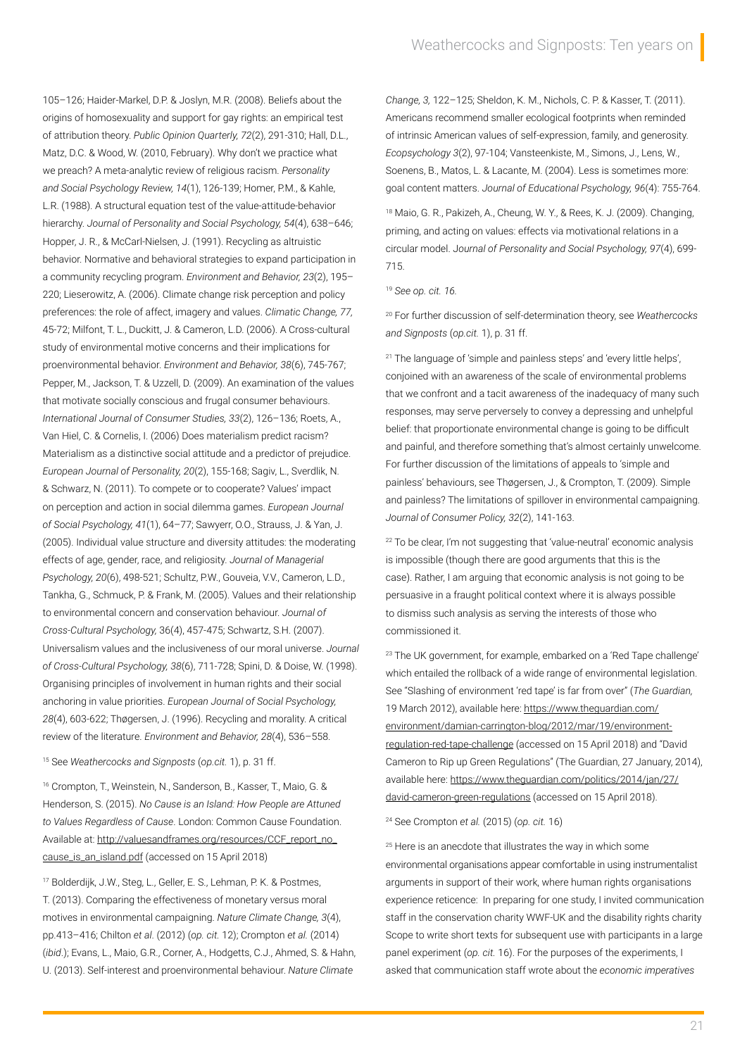105–126; Haider-Markel, D.P. & Joslyn, M.R. (2008). Beliefs about the origins of homosexuality and support for gay rights: an empirical test of attribution theory. *Public Opinion Quarterly, 72*(2), 291-310; Hall, D.L., Matz, D.C. & Wood, W. (2010, February). Why don't we practice what we preach? A meta-analytic review of religious racism. *Personality and Social Psychology Review, 14*(1), 126-139; Homer, P.M., & Kahle, L.R. (1988). A structural equation test of the value-attitude-behavior hierarchy. *Journal of Personality and Social Psychology, 54*(4), 638–646; Hopper, J. R., & McCarl-Nielsen, J. (1991). Recycling as altruistic behavior. Normative and behavioral strategies to expand participation in a community recycling program. *Environment and Behavior, 23*(2), 195–220; Lieserowitz, A. (2006). Climate change risk perception and policy preferences: the role of affect, imagery and values. *Climatic Change, 77,* 45-72; Milfont, T. L., Duckitt, J. & Cameron, L.D. (2006). A Cross-cultural study of environmental motive concerns and their implications for proenvironmental behavior. *Environment and Behavior, 38*(6), 745-767; Pepper, M., Jackson, T. & Uzzell, D. (2009). An examination of the values that motivate socially conscious and frugal consumer behaviours. *International Journal of Consumer Studies, 33*(2), 126–136; Roets, A., Van Hiel, C. & Cornelis, I. (2006) Does materialism predict racism? Materialism as a distinctive social attitude and a predictor of prejudice. *European Journal of Personality, 20*(2), 155-168; Sagiv, L., Sverdlik, N. & Schwarz, N. (2011). To compete or to cooperate? Values' impact on perception and action in social dilemma games. *European Journal of Social Psychology, 41*(1), 64–77; Sawyerr, O.O., Strauss, J. & Yan, J. (2005). Individual value structure and diversity attitudes: the moderating effects of age, gender, race, and religiosity. *Journal of Managerial Psychology, 20*(6), 498-521; Schultz, P.W., Gouveia, V.V., Cameron, L.D., Tankha, G., Schmuck, P. & Frank, M. (2005). Values and their relationship to environmental concern and conservation behaviour. *Journal of Cross-Cultural Psychology,* 36(4), 457-475; Schwartz, S.H. (2007). Universalism values and the inclusiveness of our moral universe. *Journal of Cross-Cultural Psychology, 38*(6), 711-728; Spini, D. & Doise, W. (1998). Organising principles of involvement in human rights and their social anchoring in value priorities. *European Journal of Social Psychology, 28*(4), 603-622; Thøgersen, J. (1996). Recycling and morality. A critical review of the literature. *Environment and Behavior, 28*(4), 536–558.

[15] See *Weathercocks and Signposts* (*op.cit.* 1), p. 31 ff.

[16] Crompton, T., Weinstein, N., Sanderson, B., Kasser, T., Maio, G. & Henderson, S. (2015). *No Cause is an Island: How People are Attuned to Values Regardless of Cause*. London: Common Cause Foundation. Available at: http://valuesandframes.org/resources/CCF_report_no_cause_is_an_island.pdf (accessed on 15 April 2018)

[17] Bolderdijk, J.W., Steg, L., Geller, E. S., Lehman, P. K. & Postmes, T. (2013). Comparing the effectiveness of monetary versus moral motives in environmental campaigning. *Nature Climate Change, 3*(4), pp.413–416; Chilton *et al.* (2012) (*op. cit.* 12); Crompton *et al.* (2014) (*ibid*.); Evans, L., Maio, G.R., Corner, A., Hodgetts, C.J., Ahmed, S. & Hahn, U. (2013). Self-interest and proenvironmental behaviour. *Nature Climate Change, 3,* 122–125; Sheldon, K. M., Nichols, C. P. & Kasser, T. (2011). Americans recommend smaller ecological footprints when reminded of intrinsic American values of self-expression, family, and generosity. *Ecopsychology 3*(2), 97-104; Vansteenkiste, M., Simons, J., Lens, W., Soenens, B., Matos, L. & Lacante, M. (2004). Less is sometimes more: goal content matters. *Journal of Educational Psychology, 96*(4): 755-764.

[18] Maio, G. R., Pakizeh, A., Cheung, W. Y., & Rees, K. J. (2009). Changing, priming, and acting on values: effects via motivational relations in a circular model. *Journal of Personality and Social Psychology, 97*(4), 699-715.

[19] *See op. cit. 16.*

[20] For further discussion of self-determination theory, see *Weathercocks and Signposts* (*op.cit.* 1), p. 31 ff.

[21] The language of 'simple and painless steps' and 'every little helps', conjoined with an awareness of the scale of environmental problems that we confront and a tacit awareness of the inadequacy of many such responses, may serve perversely to convey a depressing and unhelpful belief: that proportionate environmental change is going to be difficult and painful, and therefore something that's almost certainly unwelcome. For further discussion of the limitations of appeals to 'simple and painless' behaviours, see Thøgersen, J., & Crompton, T. (2009). Simple and painless? The limitations of spillover in environmental campaigning. *Journal of Consumer Policy, 32*(2), 141-163.

[22] To be clear, I'm not suggesting that 'value-neutral' economic analysis is impossible (though there are good arguments that this is the case). Rather, I am arguing that economic analysis is not going to be persuasive in a fraught political context where it is always possible to dismiss such analysis as serving the interests of those who commissioned it.

[23] The UK government, for example, embarked on a 'Red Tape challenge' which entailed the rollback of a wide range of environmental legislation. See "Slashing of environment 'red tape' is far from over" (*The Guardian,* 19 March 2012), available here: https://www.theguardian.com/environment/damian-carrington-blog/2012/mar/19/environment-regulation-red-tape-challenge (accessed on 15 April 2018) and "David Cameron to Rip up Green Regulations" (The Guardian, 27 January, 2014), available here: https://www.theguardian.com/politics/2014/jan/27/david-cameron-green-regulations (accessed on 15 April 2018).

[24] See Crompton *et al.* (2015) (*op. cit.* 16)

[25] Here is an anecdote that illustrates the way in which some environmental organisations appear comfortable in using instrumentalist arguments in support of their work, where human rights organisations experience reticence: In preparing for one study, I invited communication staff in the conservation charity WWF-UK and the disability rights charity Scope to write short texts for subsequent use with participants in a large panel experiment (*op. cit.* 16). For the purposes of the experiments, I asked that communication staff wrote about the *economic imperatives*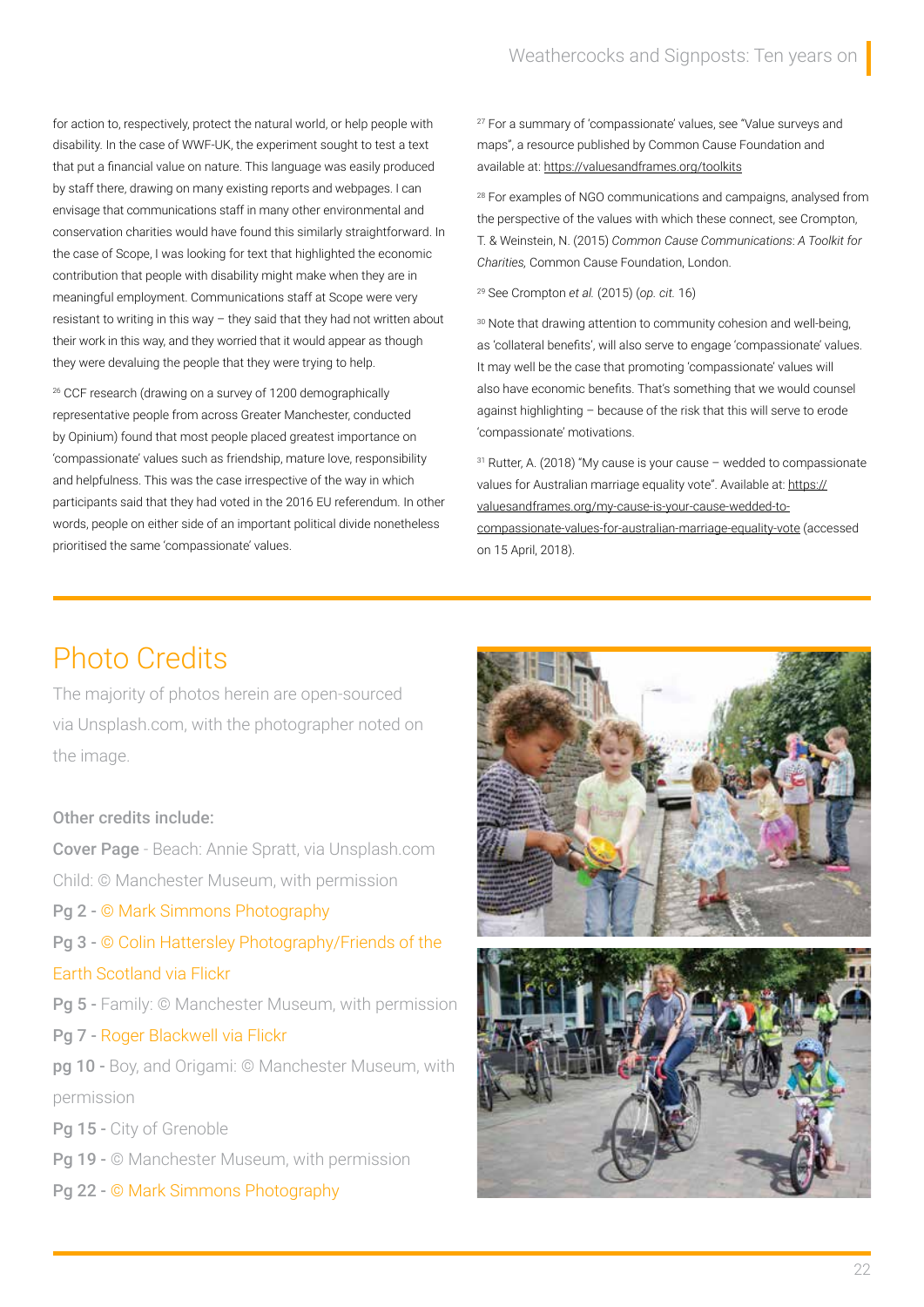for action to, respectively, protect the natural world, or help people with disability. In the case of WWF-UK, the experiment sought to test a text that put a financial value on nature. This language was easily produced by staff there, drawing on many existing reports and webpages. I can envisage that communications staff in many other environmental and conservation charities would have found this similarly straightforward. In the case of Scope, I was looking for text that highlighted the economic contribution that people with disability might make when they are in meaningful employment. Communications staff at Scope were very resistant to writing in this way – they said that they had not written about their work in this way, and they worried that it would appear as though they were devaluing the people that they were trying to help.

[26] CCF research (drawing on a survey of 1200 demographically representative people from across Greater Manchester, conducted by Opinium) found that most people placed greatest importance on 'compassionate' values such as friendship, mature love, responsibility and helpfulness. This was the case irrespective of the way in which participants said that they had voted in the 2016 EU referendum. In other words, people on either side of an important political divide nonetheless prioritised the same 'compassionate' values.

[27] For a summary of 'compassionate' values, see "Value surveys and maps", a resource published by Common Cause Foundation and available at: https://valuesandframes.org/toolkits

[28] For examples of NGO communications and campaigns, analysed from the perspective of the values with which these connect, see Crompton, T. & Weinstein, N. (2015) *Common Cause Communications: A Toolkit for Charities*, Common Cause Foundation, London.

[29] See Crompton *et al.* (2015) (*op. cit.* 16)

[30] Note that drawing attention to community cohesion and well-being, as 'collateral benefits', will also serve to engage 'compassionate' values. It may well be the case that promoting 'compassionate' values will also have economic benefits. That's something that we would counsel against highlighting – because of the risk that this will serve to erode 'compassionate' motivations.

[31] Rutter, A. (2018) "My cause is your cause – wedded to compassionate values for Australian marriage equality vote". Available at: https://valuesandframes.org/my-cause-is-your-cause-wedded-to-compassionate-values-for-australian-marriage-equality-vote (accessed on 15 April, 2018).

# Photo Credits

The majority of photos herein are open-sourced via Unsplash.com, with the photographer noted on the image.

**Other credits include:**

**Cover Page** - Beach: Annie Spratt, via Unsplash.com

Child: © Manchester Museum, with permission

**Pg 2** - © Mark Simmons Photography

**Pg 3** - © Colin Hattersley Photography/Friends of the Earth Scotland via Flickr

**Pg 5** - Family: © Manchester Museum, with permission

**Pg 7** - Roger Blackwell via Flickr

**pg 10** - Boy, and Origami: © Manchester Museum, with permission

**Pg 15** - City of Grenoble

**Pg 19** - © Manchester Museum, with permission

**Pg 22** - © Mark Simmons Photography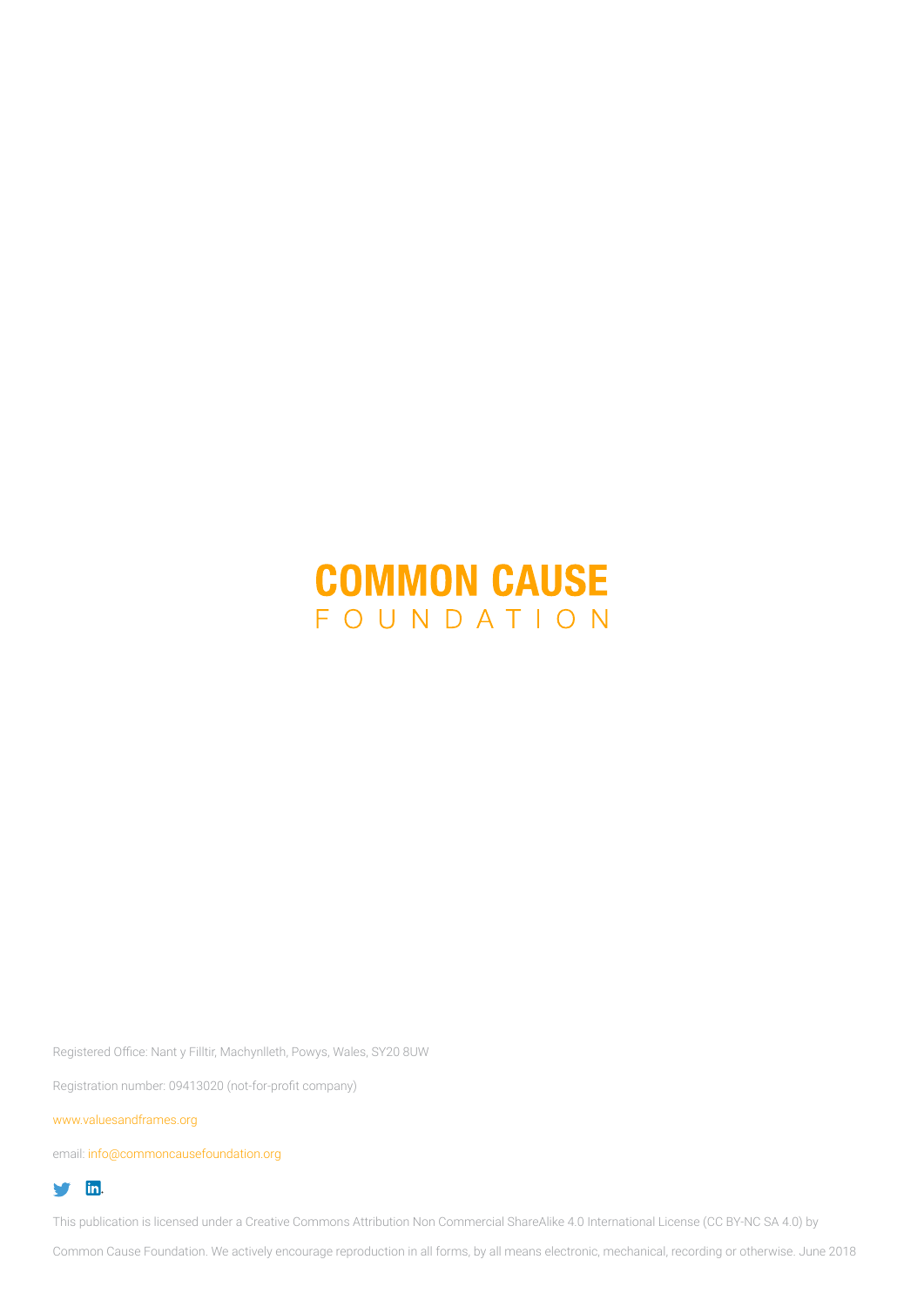COMMON CAUSE
FOUNDATION

Registered Office: Nant y Filltir, Machynlleth, Powys, Wales, SY20 8UW

Registration number: 09413020 (not-for-profit company)

www.valuesandframes.org

email: info@commoncausefoundation.org

This publication is licensed under a Creative Commons Attribution Non Commercial ShareAlike 4.0 International License (CC BY-NC SA 4.0) by Common Cause Foundation. We actively encourage reproduction in all forms, by all means electronic, mechanical, recording or otherwise. June 2018